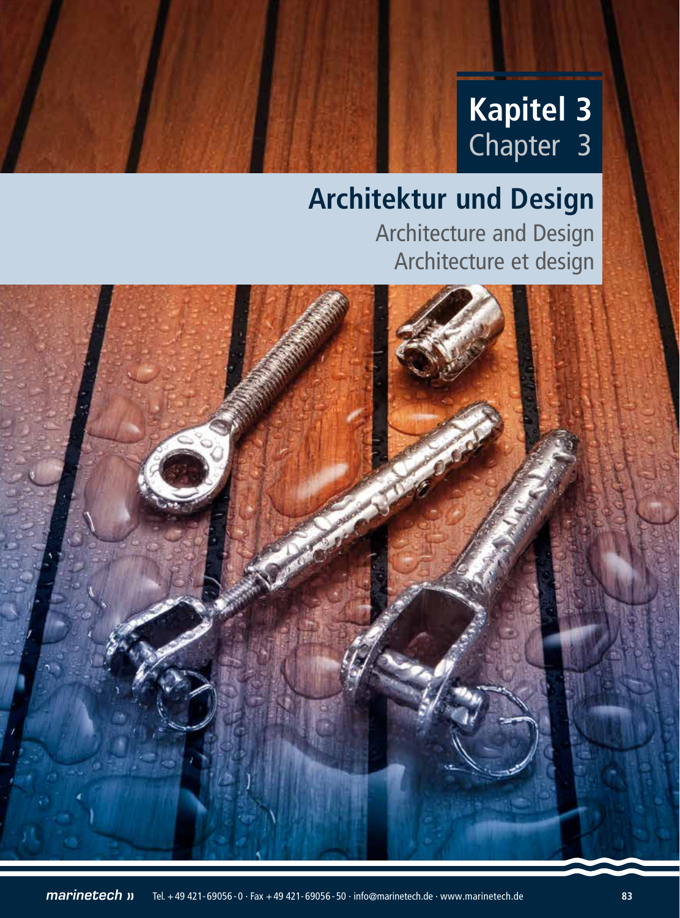# Kapitel 3
Chapter 3

## Architektur und Design

Architecture and Design

Architecture et design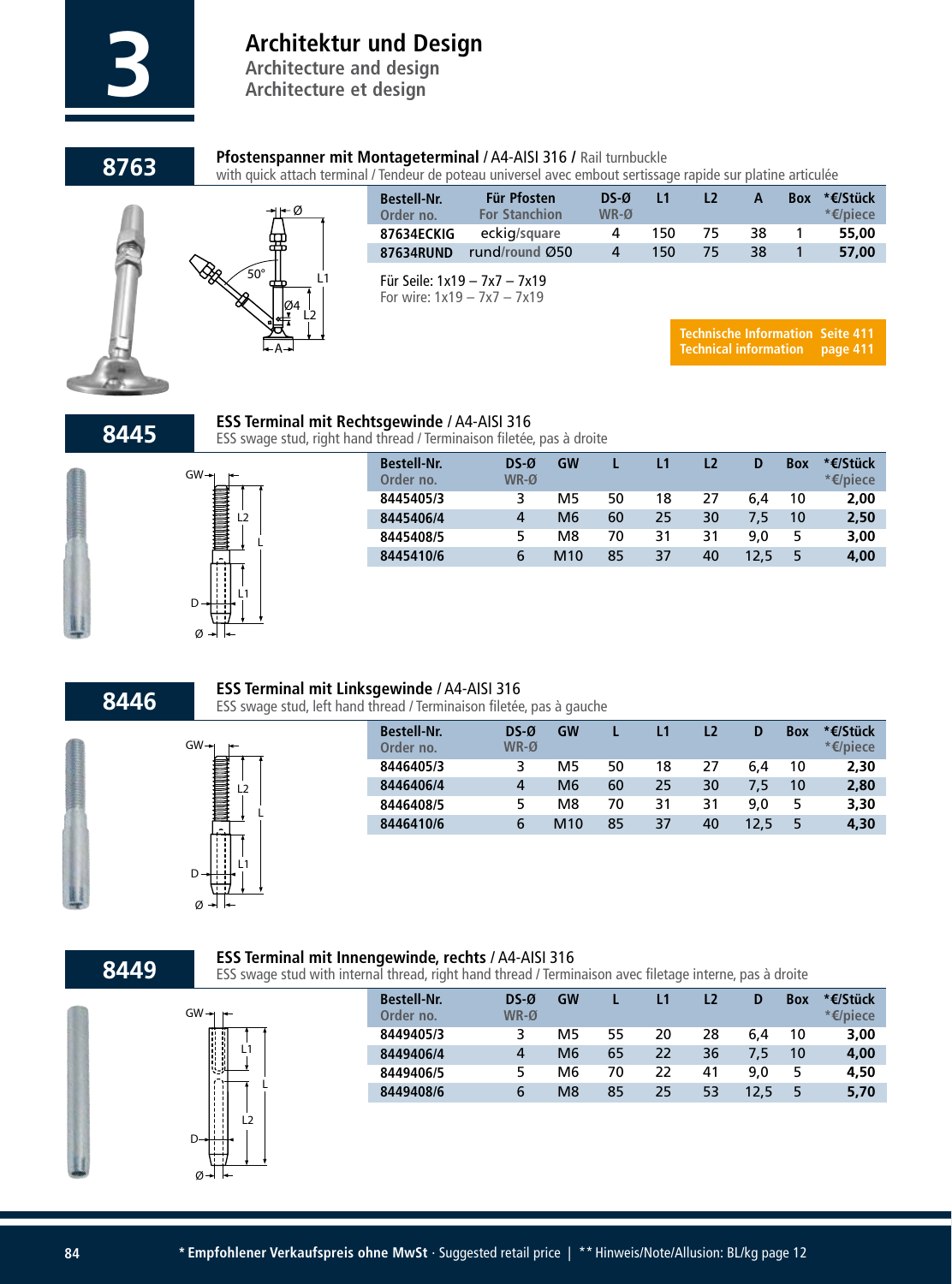# 3 Architektur und Design

Architecture and design
Architecture et design

## 8763

**Pfostenspanner mit Montageterminal** / A4-AISI 316 / Rail turnbuckle with quick attach terminal / Tendeur de poteau universel avec embout sertissage rapide sur platine articulée

| Bestell-Nr. Order no. | Für Pfosten For Stanchion | DS-Ø WR-Ø | L1 | L2 | A | Box | *€/Stück *€/piece |
|---|---|---|---|---|---|---|---|
| 87634ECKIG | eckig/square | 4 | 150 | 75 | 38 | 1 | 55,00 |
| 87634RUND | rund/round Ø50 | 4 | 150 | 75 | 38 | 1 | 57,00 |

Für Seile: 1x19 – 7x7 – 7x19
For wire: 1x19 – 7x7 – 7x19

Technische Information Seite 411
Technical information page 411

## 8445

**ESS Terminal mit Rechtsgewinde** / A4-AISI 316
ESS swage stud, right hand thread / Terminaison filetée, pas à droite

| Bestell-Nr. Order no. | DS-Ø WR-Ø | GW | L | L1 | L2 | D | Box | *€/Stück *€/piece |
|---|---|---|---|---|---|---|---|---|
| 8445405/3 | 3 | M5 | 50 | 18 | 27 | 6,4 | 10 | 2,00 |
| 8445406/4 | 4 | M6 | 60 | 25 | 30 | 7,5 | 10 | 2,50 |
| 8445408/5 | 5 | M8 | 70 | 31 | 31 | 9,0 | 5 | 3,00 |
| 8445410/6 | 6 | M10 | 85 | 37 | 40 | 12,5 | 5 | 4,00 |

## 8446

**ESS Terminal mit Linksgewinde** / A4-AISI 316
ESS swage stud, left hand thread / Terminaison filetée, pas à gauche

| Bestell-Nr. Order no. | DS-Ø WR-Ø | GW | L | L1 | L2 | D | Box | *€/Stück *€/piece |
|---|---|---|---|---|---|---|---|---|
| 8446405/3 | 3 | M5 | 50 | 18 | 27 | 6,4 | 10 | 2,30 |
| 8446406/4 | 4 | M6 | 60 | 25 | 30 | 7,5 | 10 | 2,80 |
| 8446408/5 | 5 | M8 | 70 | 31 | 31 | 9,0 | 5 | 3,30 |
| 8446410/6 | 6 | M10 | 85 | 37 | 40 | 12,5 | 5 | 4,30 |

## 8449

**ESS Terminal mit Innengewinde, rechts** / A4-AISI 316
ESS swage stud with internal thread, right hand thread / Terminaison avec filetage interne, pas à droite

| Bestell-Nr. Order no. | DS-Ø WR-Ø | GW | L | L1 | L2 | D | Box | *€/Stück *€/piece |
|---|---|---|---|---|---|---|---|---|
| 8449405/3 | 3 | M5 | 55 | 20 | 28 | 6,4 | 10 | 3,00 |
| 8449406/4 | 4 | M6 | 65 | 22 | 36 | 7,5 | 10 | 4,00 |
| 8449406/5 | 5 | M6 | 70 | 22 | 41 | 9,0 | 5 | 4,50 |
| 8449408/6 | 6 | M8 | 85 | 25 | 53 | 12,5 | 5 | 5,70 |

**\* Empfohlener Verkaufspreis ohne MwSt** · Suggested retail price | \*\* Hinweis/Note/Allusion: BL/kg page 12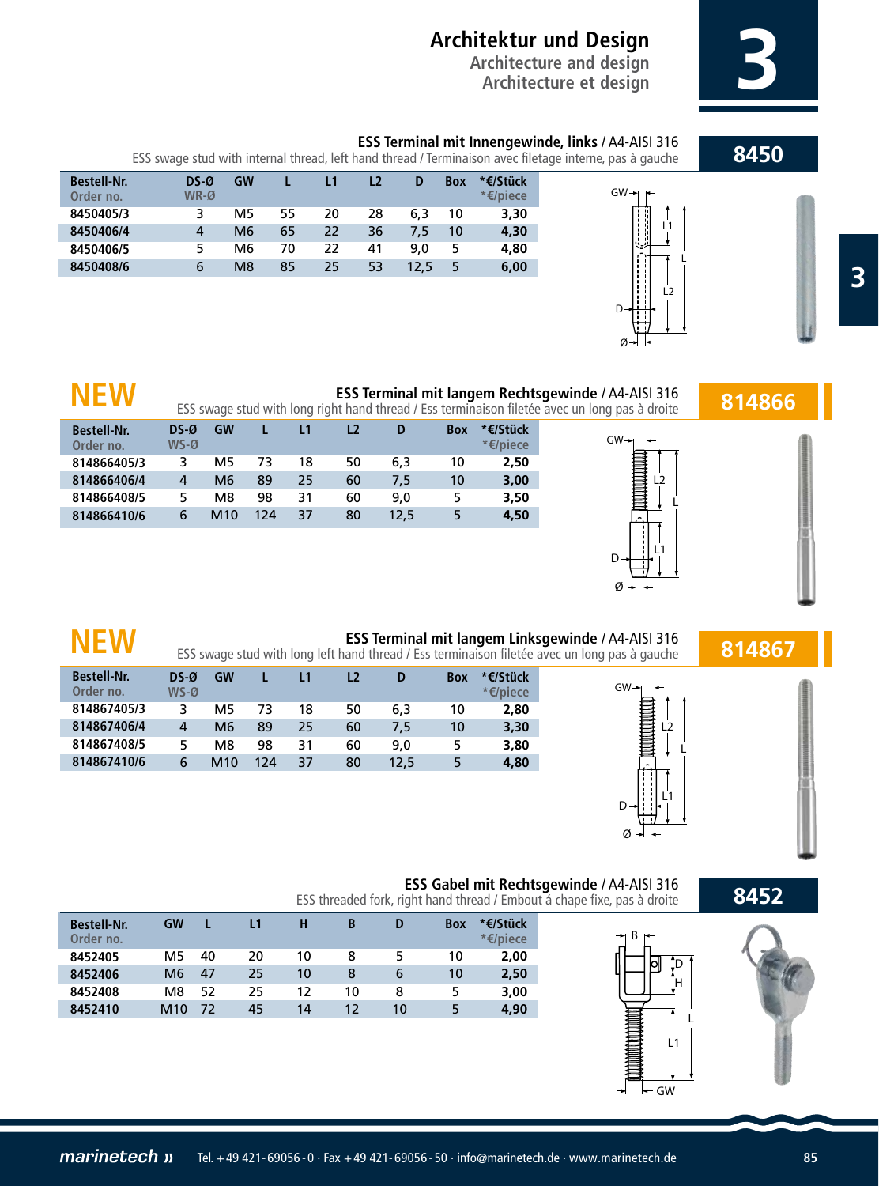# Architektur und Design

## Architecture and design
## Architecture et design

### 8450

**ESS Terminal mit Innengewinde, links** / A4-AISI 316
ESS swage stud with internal thread, left hand thread / Terminaison avec filetage interne, pas à gauche

| Bestell-Nr. Order no. | DS-Ø WR-Ø | GW | L | L1 | L2 | D | Box | *€/Stück *€/piece |
|---|---|---|---|---|---|---|---|---|
| 8450405/3 | 3 | M5 | 55 | 20 | 28 | 6,3 | 10 | 3,30 |
| 8450406/4 | 4 | M6 | 65 | 22 | 36 | 7,5 | 10 | 4,30 |
| 8450406/5 | 5 | M6 | 70 | 22 | 41 | 9,0 | 5 | 4,80 |
| 8450408/6 | 6 | M8 | 85 | 25 | 53 | 12,5 | 5 | 6,00 |

### NEW — 814866

**ESS Terminal mit langem Rechtsgewinde** / A4-AISI 316
ESS swage stud with long right hand thread / Ess terminaison filetée avec un long pas à droite

| Bestell-Nr. Order no. | DS-Ø WS-Ø | GW | L | L1 | L2 | D | Box | *€/Stück *€/piece |
|---|---|---|---|---|---|---|---|---|
| 814866405/3 | 3 | M5 | 73 | 18 | 50 | 6,3 | 10 | 2,50 |
| 814866406/4 | 4 | M6 | 89 | 25 | 60 | 7,5 | 10 | 3,00 |
| 814866408/5 | 5 | M8 | 98 | 31 | 60 | 9,0 | 5 | 3,50 |
| 814866410/6 | 6 | M10 | 124 | 37 | 80 | 12,5 | 5 | 4,50 |

### NEW — 814867

**ESS Terminal mit langem Linksgewinde** / A4-AISI 316
ESS swage stud with long left hand thread / Ess terminaison filetée avec un long pas à gauche

| Bestell-Nr. Order no. | DS-Ø WS-Ø | GW | L | L1 | L2 | D | Box | *€/Stück *€/piece |
|---|---|---|---|---|---|---|---|---|
| 814867405/3 | 3 | M5 | 73 | 18 | 50 | 6,3 | 10 | 2,80 |
| 814867406/4 | 4 | M6 | 89 | 25 | 60 | 7,5 | 10 | 3,30 |
| 814867408/5 | 5 | M8 | 98 | 31 | 60 | 9,0 | 5 | 3,80 |
| 814867410/6 | 6 | M10 | 124 | 37 | 80 | 12,5 | 5 | 4,80 |

### 8452

**ESS Gabel mit Rechtsgewinde** / A4-AISI 316
ESS threaded fork, right hand thread / Embout à chape fixe, pas à droite

| Bestell-Nr. Order no. | GW | L | L1 | H | B | D | Box | *€/Stück *€/piece |
|---|---|---|---|---|---|---|---|---|
| 8452405 | M5 | 40 | 20 | 10 | 8 | 5 | 10 | 2,00 |
| 8452406 | M6 | 47 | 25 | 10 | 8 | 6 | 10 | 2,50 |
| 8452408 | M8 | 52 | 25 | 12 | 10 | 8 | 5 | 3,00 |
| 8452410 | M10 | 72 | 45 | 14 | 12 | 10 | 5 | 4,90 |

marinetech » Tel. +49 421-69056-0 · Fax +49 421-69056-50 · info@marinetech.de · www.marinetech.de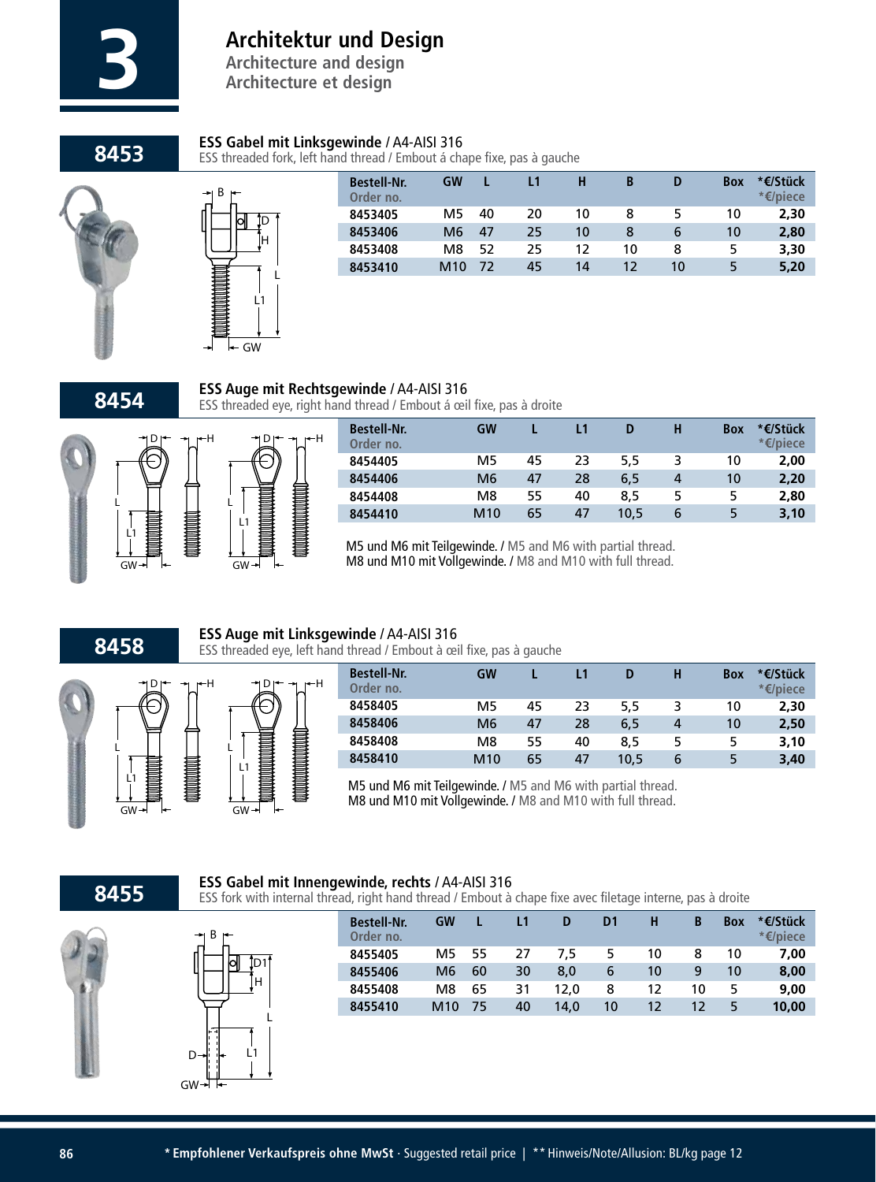# Architektur und Design

## Architecture and design

## Architecture et design

## 8453

### ESS Gabel mit Linksgewinde / A4-AISI 316

ESS threaded fork, left hand thread / Embout á chape fixe, pas à gauche

| Bestell-Nr. Order no. | GW | L | L1 | H | B | D | Box | *€/Stück *€/piece |
|---|---|---|---|---|---|---|---|---|
| 8453405 | M5 | 40 | 20 | 10 | 8 | 5 | 10 | 2,30 |
| 8453406 | M6 | 47 | 25 | 10 | 8 | 6 | 10 | 2,80 |
| 8453408 | M8 | 52 | 25 | 12 | 10 | 8 | 5 | 3,30 |
| 8453410 | M10 | 72 | 45 | 14 | 12 | 10 | 5 | 5,20 |

## 8454

### ESS Auge mit Rechtsgewinde / A4-AISI 316

ESS threaded eye, right hand thread / Embout á œil fixe, pas à droite

| Bestell-Nr. Order no. | GW | L | L1 | D | H | Box | *€/Stück *€/piece |
|---|---|---|---|---|---|---|---|
| 8454405 | M5 | 45 | 23 | 5,5 | 3 | 10 | 2,00 |
| 8454406 | M6 | 47 | 28 | 6,5 | 4 | 10 | 2,20 |
| 8454408 | M8 | 55 | 40 | 8,5 | 5 | 5 | 2,80 |
| 8454410 | M10 | 65 | 47 | 10,5 | 6 | 5 | 3,10 |

M5 und M6 mit Teilgewinde. / M5 and M6 with partial thread.
M8 und M10 mit Vollgewinde. / M8 and M10 with full thread.

## 8458

### ESS Auge mit Linksgewinde / A4-AISI 316

ESS threaded eye, left hand thread / Embout à œil fixe, pas à gauche

| Bestell-Nr. Order no. | GW | L | L1 | D | H | Box | *€/Stück *€/piece |
|---|---|---|---|---|---|---|---|
| 8458405 | M5 | 45 | 23 | 5,5 | 3 | 10 | 2,30 |
| 8458406 | M6 | 47 | 28 | 6,5 | 4 | 10 | 2,50 |
| 8458408 | M8 | 55 | 40 | 8,5 | 5 | 5 | 3,10 |
| 8458410 | M10 | 65 | 47 | 10,5 | 6 | 5 | 3,40 |

M5 und M6 mit Teilgewinde. / M5 and M6 with partial thread.
M8 und M10 mit Vollgewinde. / M8 and M10 with full thread.

## 8455

### ESS Gabel mit Innengewinde, rechts / A4-AISI 316

ESS fork with internal thread, right hand thread / Embout à chape fixe avec filetage interne, pas à droite

| Bestell-Nr. Order no. | GW | L | L1 | D | D1 | H | B | Box | *€/Stück *€/piece |
|---|---|---|---|---|---|---|---|---|---|
| 8455405 | M5 | 55 | 27 | 7,5 | 5 | 10 | 8 | 10 | 7,00 |
| 8455406 | M6 | 60 | 30 | 8,0 | 6 | 10 | 9 | 10 | 8,00 |
| 8455408 | M8 | 65 | 31 | 12,0 | 8 | 12 | 10 | 5 | 9,00 |
| 8455410 | M10 | 75 | 40 | 14,0 | 10 | 12 | 12 | 5 | 10,00 |

* Empfohlener Verkaufspreis ohne MwSt · Suggested retail price | ** Hinweis/Note/Allusion: BL/kg page 12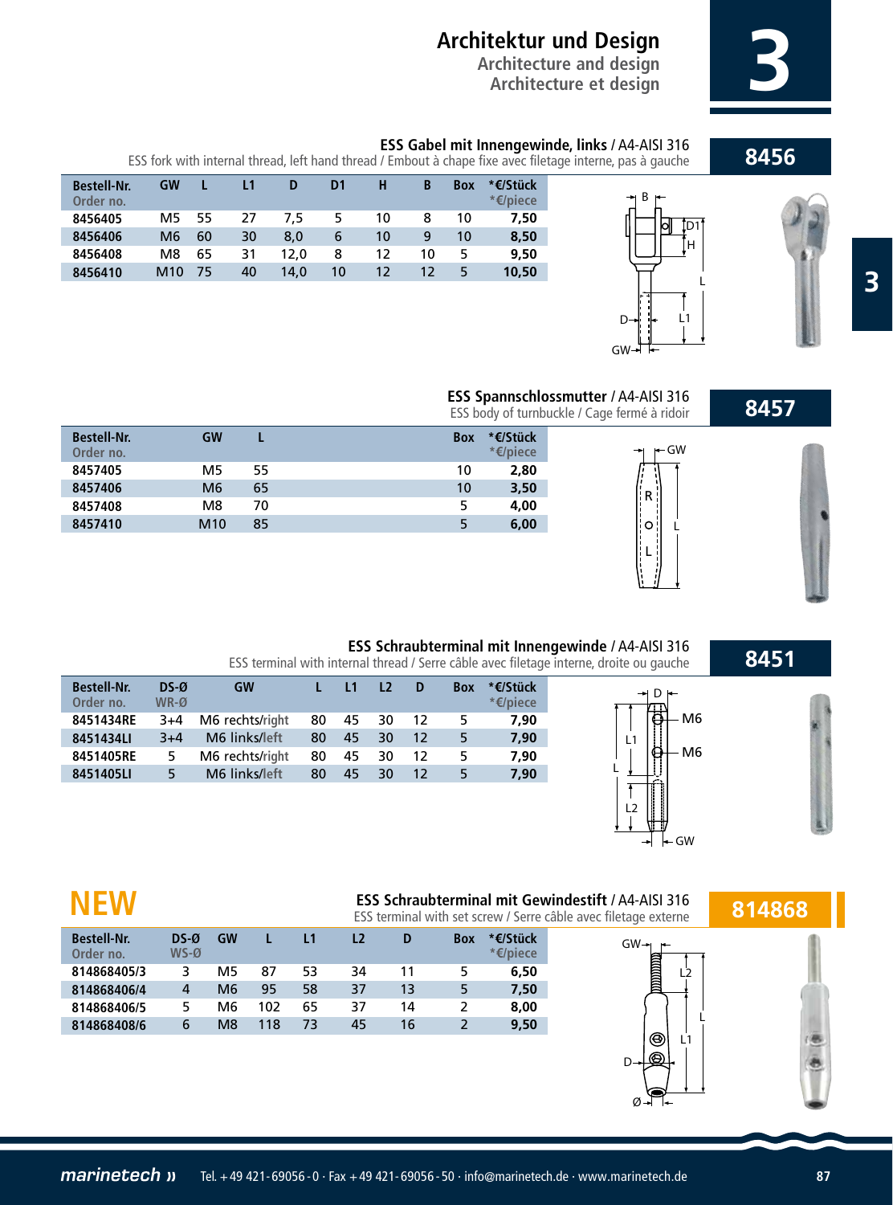# Architektur und Design

Architecture and design
Architecture et design

## 8456

**ESS Gabel mit Innengewinde, links** / A4-AISI 316
ESS fork with internal thread, left hand thread / Embout à chape fixe avec filetage interne, pas à gauche

| Bestell-Nr. Order no. | GW | L | L1 | D | D1 | H | B | Box | *€/Stück *€/piece |
|---|---|---|---|---|---|---|---|---|---|
| 8456405 | M5 | 55 | 27 | 7,5 | 5 | 10 | 8 | 10 | 7,50 |
| 8456406 | M6 | 60 | 30 | 8,0 | 6 | 10 | 9 | 10 | 8,50 |
| 8456408 | M8 | 65 | 31 | 12,0 | 8 | 12 | 10 | 5 | 9,50 |
| 8456410 | M10 | 75 | 40 | 14,0 | 10 | 12 | 12 | 5 | 10,50 |

## 8457

**ESS Spannschlossmutter** / A4-AISI 316
ESS body of turnbuckle / Cage fermé à ridoir

| Bestell-Nr. Order no. | GW | L | Box | *€/Stück *€/piece |
|---|---|---|---|---|
| 8457405 | M5 | 55 | 10 | 2,80 |
| 8457406 | M6 | 65 | 10 | 3,50 |
| 8457408 | M8 | 70 | 5 | 4,00 |
| 8457410 | M10 | 85 | 5 | 6,00 |

## 8451

**ESS Schraubterminal mit Innengewinde** / A4-AISI 316
ESS terminal with internal thread / Serre câble avec filetage interne, droite ou gauche

| Bestell-Nr. Order no. | DS-Ø WR-Ø | GW | L | L1 | L2 | D | Box | *€/Stück *€/piece |
|---|---|---|---|---|---|---|---|---|
| 8451434RE | 3+4 | M6 rechts/right | 80 | 45 | 30 | 12 | 5 | 7,90 |
| 8451434LI | 3+4 | M6 links/left | 80 | 45 | 30 | 12 | 5 | 7,90 |
| 8451405RE | 5 | M6 rechts/right | 80 | 45 | 30 | 12 | 5 | 7,90 |
| 8451405LI | 5 | M6 links/left | 80 | 45 | 30 | 12 | 5 | 7,90 |

## NEW 814868

**ESS Schraubterminal mit Gewindestift** / A4-AISI 316
ESS terminal with set screw / Serre câble avec filetage externe

| Bestell-Nr. Order no. | DS-Ø WS-Ø | GW | L | L1 | L2 | D | Box | *€/Stück *€/piece |
|---|---|---|---|---|---|---|---|---|
| 814868405/3 | 3 | M5 | 87 | 53 | 34 | 11 | 5 | 6,50 |
| 814868406/4 | 4 | M6 | 95 | 58 | 37 | 13 | 5 | 7,50 |
| 814868406/5 | 5 | M6 | 102 | 65 | 37 | 14 | 2 | 8,00 |
| 814868408/6 | 6 | M8 | 118 | 73 | 45 | 16 | 2 | 9,50 |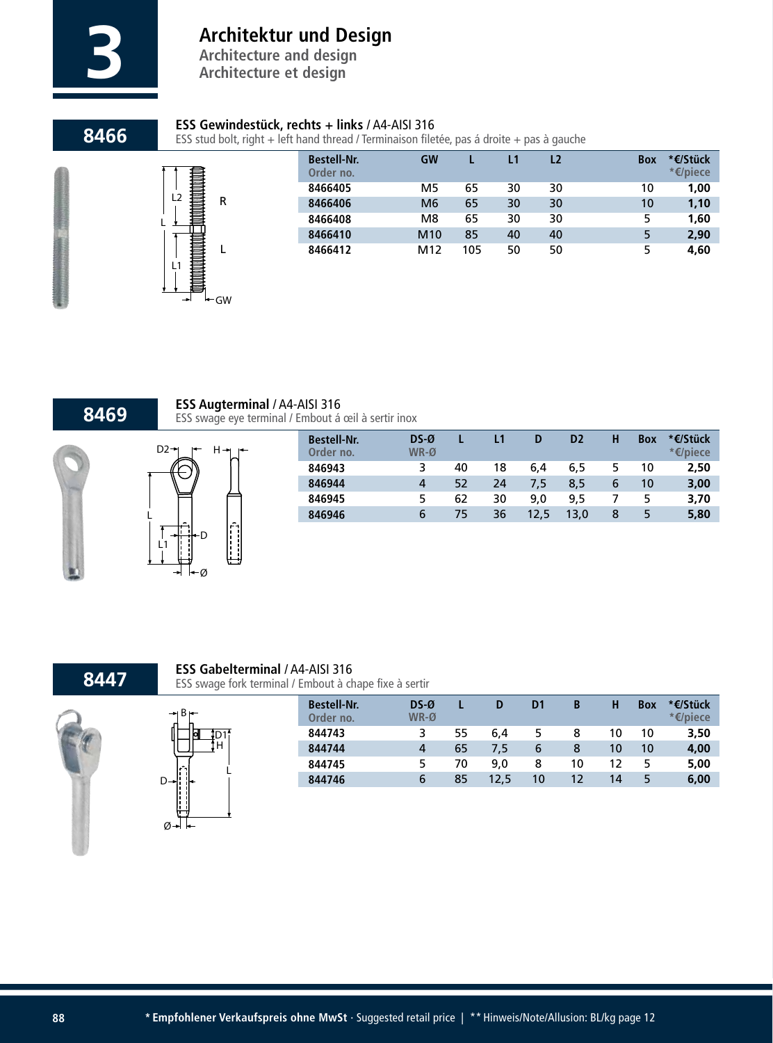# 3 Architektur und Design

Architecture and design
Architecture et design

## 8466

**ESS Gewindestück, rechts + links** / A4-AISI 316
ESS stud bolt, right + left hand thread / Terminaison filetée, pas á droite + pas à gauche

| Bestell-Nr. Order no. | GW | L | L1 | L2 | Box | *€/Stück *€/piece |
|---|---|---|---|---|---|---|
| 8466405 | M5 | 65 | 30 | 30 | 10 | 1,00 |
| 8466406 | M6 | 65 | 30 | 30 | 10 | 1,10 |
| 8466408 | M8 | 65 | 30 | 30 | 5 | 1,60 |
| 8466410 | M10 | 85 | 40 | 40 | 5 | 2,90 |
| 8466412 | M12 | 105 | 50 | 50 | 5 | 4,60 |

## 8469

**ESS Augterminal** / A4-AISI 316
ESS swage eye terminal / Embout á œil à sertir inox

| Bestell-Nr. Order no. | DS-Ø WR-Ø | L | L1 | D | D2 | H | Box | *€/Stück *€/piece |
|---|---|---|---|---|---|---|---|---|
| 846943 | 3 | 40 | 18 | 6,4 | 6,5 | 5 | 10 | 2,50 |
| 846944 | 4 | 52 | 24 | 7,5 | 8,5 | 6 | 10 | 3,00 |
| 846945 | 5 | 62 | 30 | 9,0 | 9,5 | 7 | 5 | 3,70 |
| 846946 | 6 | 75 | 36 | 12,5 | 13,0 | 8 | 5 | 5,80 |

## 8447

**ESS Gabelterminal** / A4-AISI 316
ESS swage fork terminal / Embout à chape fixe à sertir

| Bestell-Nr. Order no. | DS-Ø WR-Ø | L | D | D1 | B | H | Box | *€/Stück *€/piece |
|---|---|---|---|---|---|---|---|---|
| 844743 | 3 | 55 | 6,4 | 5 | 8 | 10 | 10 | 3,50 |
| 844744 | 4 | 65 | 7,5 | 6 | 8 | 10 | 10 | 4,00 |
| 844745 | 5 | 70 | 9,0 | 8 | 10 | 12 | 5 | 5,00 |
| 844746 | 6 | 85 | 12,5 | 10 | 12 | 14 | 5 | 6,00 |

**\* Empfohlener Verkaufspreis ohne MwSt** · Suggested retail price | ** Hinweis/Note/Allusion: BL/kg page 12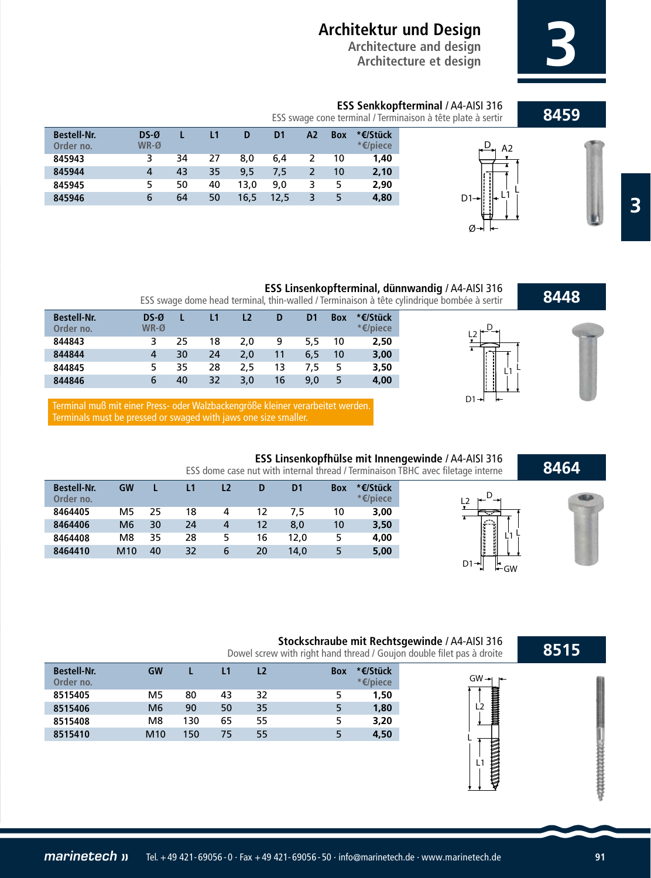# Architektur und Design

## Architecture and design

## Architecture et design

### 8459 — ESS Senkkopfterminal / A4-AISI 316

ESS swage cone terminal / Terminaison à tête plate à sertir

| Bestell-Nr. Order no. | DS-Ø WR-Ø | L | L1 | D | D1 | A2 | Box | *€/Stück *€/piece |
|---|---|---|---|---|---|---|---|---|
| 845943 | 3 | 34 | 27 | 8,0 | 6,4 | 2 | 10 | 1,40 |
| 845944 | 4 | 43 | 35 | 9,5 | 7,5 | 2 | 10 | 2,10 |
| 845945 | 5 | 50 | 40 | 13,0 | 9,0 | 3 | 5 | 2,90 |
| 845946 | 6 | 64 | 50 | 16,5 | 12,5 | 3 | 5 | 4,80 |

### 8448 — ESS Linsenkopfterminal, dünnwandig / A4-AISI 316

ESS swage dome head terminal, thin-walled / Terminaison à tête cylindrique bombée à sertir

| Bestell-Nr. Order no. | DS-Ø WR-Ø | L | L1 | L2 | D | D1 | Box | *€/Stück *€/piece |
|---|---|---|---|---|---|---|---|---|
| 844843 | 3 | 25 | 18 | 2,0 | 9 | 5,5 | 10 | 2,50 |
| 844844 | 4 | 30 | 24 | 2,0 | 11 | 6,5 | 10 | 3,00 |
| 844845 | 5 | 35 | 28 | 2,5 | 13 | 7,5 | 5 | 3,50 |
| 844846 | 6 | 40 | 32 | 3,0 | 16 | 9,0 | 5 | 4,00 |

Terminal muß mit einer Press- oder Walzbackengröße kleiner verarbeitet werden.
Terminals must be pressed or swaged with jaws one size smaller.

### 8464 — ESS Linsenkopfhülse mit Innengewinde / A4-AISI 316

ESS dome case nut with internal thread / Terminaison TBHC avec filetage interne

| Bestell-Nr. Order no. | GW | L | L1 | L2 | D | D1 | Box | *€/Stück *€/piece |
|---|---|---|---|---|---|---|---|---|
| 8464405 | M5 | 25 | 18 | 4 | 12 | 7,5 | 10 | 3,00 |
| 8464406 | M6 | 30 | 24 | 4 | 12 | 8,0 | 10 | 3,50 |
| 8464408 | M8 | 35 | 28 | 5 | 16 | 12,0 | 5 | 4,00 |
| 8464410 | M10 | 40 | 32 | 6 | 20 | 14,0 | 5 | 5,00 |

### 8515 — Stockschraube mit Rechtsgewinde / A4-AISI 316

Dowel screw with right hand thread / Goujon double filet pas à droite

| Bestell-Nr. Order no. | GW | L | L1 | L2 | Box | *€/Stück *€/piece |
|---|---|---|---|---|---|---|
| 8515405 | M5 | 80 | 43 | 32 | 5 | 1,50 |
| 8515406 | M6 | 90 | 50 | 35 | 5 | 1,80 |
| 8515408 | M8 | 130 | 65 | 55 | 5 | 3,20 |
| 8515410 | M10 | 150 | 75 | 55 | 5 | 4,50 |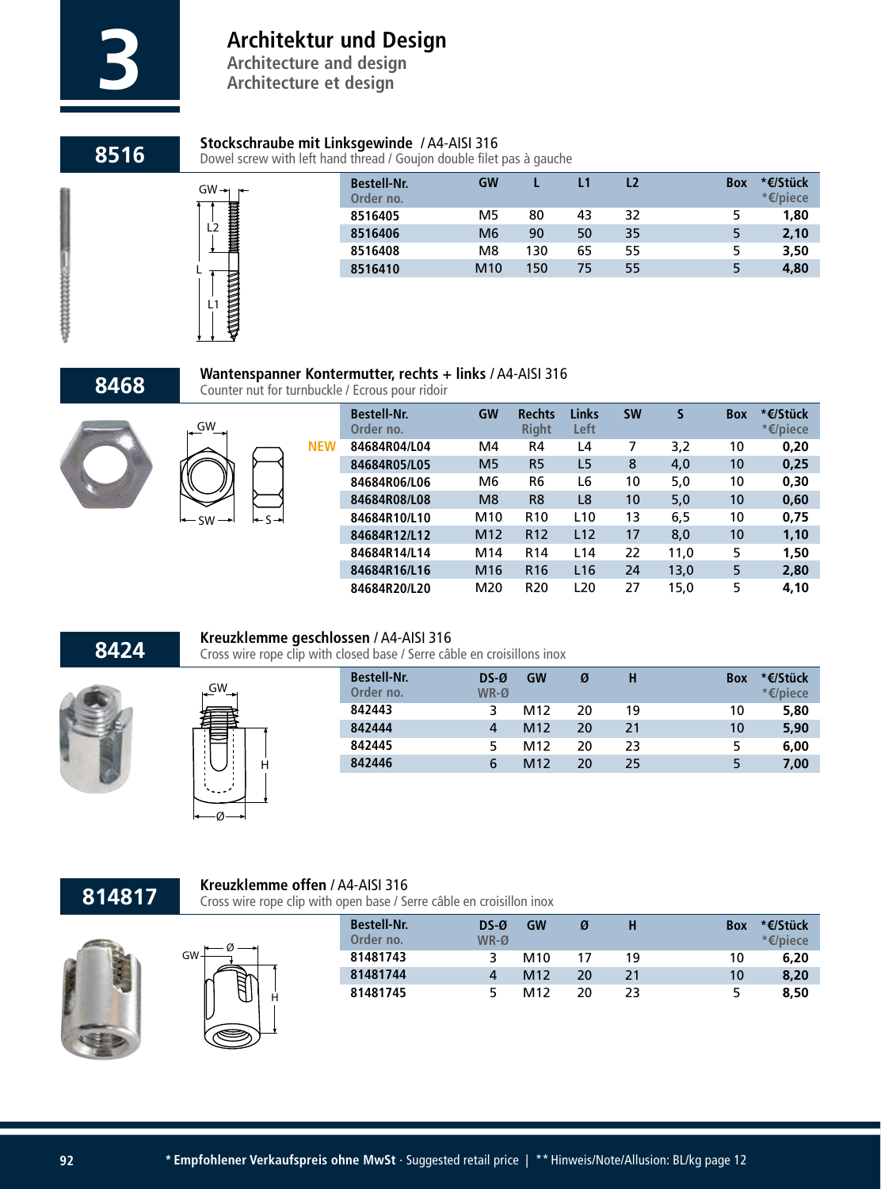# 3 Architektur und Design
## Architecture and design
## Architecture et design

## 8516

**Stockschraube mit Linksgewinde** / A4-AISI 316
Dowel screw with left hand thread / Goujon double filet pas à gauche

| Bestell-Nr. Order no. | GW | L | L1 | L2 | Box | *€/Stück *€/piece |
|---|---|---|---|---|---|---|
| 8516405 | M5 | 80 | 43 | 32 | 5 | **1,80** |
| 8516406 | M6 | 90 | 50 | 35 | 5 | **2,10** |
| 8516408 | M8 | 130 | 65 | 55 | 5 | **3,50** |
| 8516410 | M10 | 150 | 75 | 55 | 5 | **4,80** |

## 8468

**Wantenspanner Kontermutter, rechts + links** / A4-AISI 316
Counter nut for turnbuckle / Ecrous pour ridoir

| | Bestell-Nr. Order no. | GW | Rechts Right | Links Left | SW | S | Box | *€/Stück *€/piece |
|---|---|---|---|---|---|---|---|---|
| NEW | 84684R04/L04 | M4 | R4 | L4 | 7 | 3,2 | 10 | **0,20** |
| | 84684R05/L05 | M5 | R5 | L5 | 8 | 4,0 | 10 | **0,25** |
| | 84684R06/L06 | M6 | R6 | L6 | 10 | 5,0 | 10 | **0,30** |
| | 84684R08/L08 | M8 | R8 | L8 | 10 | 5,0 | 10 | **0,60** |
| | 84684R10/L10 | M10 | R10 | L10 | 13 | 6,5 | 10 | **0,75** |
| | 84684R12/L12 | M12 | R12 | L12 | 17 | 8,0 | 10 | **1,10** |
| | 84684R14/L14 | M14 | R14 | L14 | 22 | 11,0 | 5 | **1,50** |
| | 84684R16/L16 | M16 | R16 | L16 | 24 | 13,0 | 5 | **2,80** |
| | 84684R20/L20 | M20 | R20 | L20 | 27 | 15,0 | 5 | **4,10** |

## 8424

**Kreuzklemme geschlossen** / A4-AISI 316
Cross wire rope clip with closed base / Serre câble en croisillons inox

| Bestell-Nr. Order no. | DS-Ø WR-Ø | GW | Ø | H | Box | *€/Stück *€/piece |
|---|---|---|---|---|---|---|
| 842443 | 3 | M12 | 20 | 19 | 10 | **5,80** |
| 842444 | 4 | M12 | 20 | 21 | 10 | **5,90** |
| 842445 | 5 | M12 | 20 | 23 | 5 | **6,00** |
| 842446 | 6 | M12 | 20 | 25 | 5 | **7,00** |

## 814817

**Kreuzklemme offen** / A4-AISI 316
Cross wire rope clip with open base / Serre câble en croisillon inox

| Bestell-Nr. Order no. | DS-Ø WR-Ø | GW | Ø | H | Box | *€/Stück *€/piece |
|---|---|---|---|---|---|---|
| 81481743 | 3 | M10 | 17 | 19 | 10 | **6,20** |
| 81481744 | 4 | M12 | 20 | 21 | 10 | **8,20** |
| 81481745 | 5 | M12 | 20 | 23 | 5 | **8,50** |

**\* Empfohlener Verkaufspreis ohne MwSt** · Suggested retail price | ** Hinweis/Note/Allusion: BL/kg page 12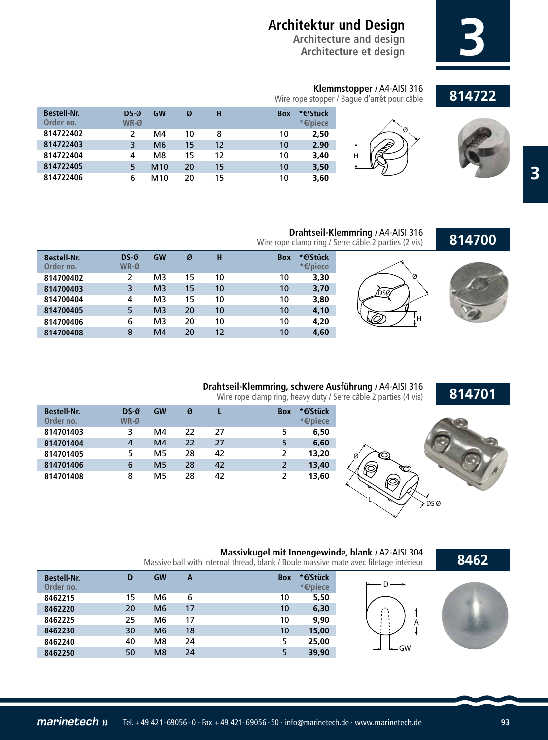# Architektur und Design

## Architecture and design
## Architecture et design

### Klemmstopper / A4-AISI 316

Wire rope stopper / Bague d'arrêt pour câble

**814722**

| Bestell-Nr. Order no. | DS-Ø WR-Ø | GW | Ø | H | Box | *€/Stück *€/piece |
|---|---|---|---|---|---|---|
| 814722402 | 2 | M4 | 10 | 8 | 10 | 2,50 |
| 814722403 | 3 | M6 | 15 | 12 | 10 | 2,90 |
| 814722404 | 4 | M8 | 15 | 12 | 10 | 3,40 |
| 814722405 | 5 | M10 | 20 | 15 | 10 | 3,50 |
| 814722406 | 6 | M10 | 20 | 15 | 10 | 3,60 |

### Drahtseil-Klemmring / A4-AISI 316

Wire rope clamp ring / Serre câble 2 parties (2 vis)

**814700**

| Bestell-Nr. Order no. | DS-Ø WR-Ø | GW | Ø | H | Box | *€/Stück *€/piece |
|---|---|---|---|---|---|---|
| 814700402 | 2 | M3 | 15 | 10 | 10 | 3,30 |
| 814700403 | 3 | M3 | 15 | 10 | 10 | 3,70 |
| 814700404 | 4 | M3 | 15 | 10 | 10 | 3,80 |
| 814700405 | 5 | M3 | 20 | 10 | 10 | 4,10 |
| 814700406 | 6 | M3 | 20 | 10 | 10 | 4,20 |
| 814700408 | 8 | M4 | 20 | 12 | 10 | 4,60 |

### Drahtseil-Klemmring, schwere Ausführung / A4-AISI 316

Wire rope clamp ring, heavy duty / Serre câble 2 parties (4 vis)

**814701**

| Bestell-Nr. Order no. | DS-Ø WR-Ø | GW | Ø | L | Box | *€/Stück *€/piece |
|---|---|---|---|---|---|---|
| 814701403 | 3 | M4 | 22 | 27 | 5 | 6,50 |
| 814701404 | 4 | M4 | 22 | 27 | 5 | 6,60 |
| 814701405 | 5 | M5 | 28 | 42 | 2 | 13,20 |
| 814701406 | 6 | M5 | 28 | 42 | 2 | 13,40 |
| 814701408 | 8 | M5 | 28 | 42 | 2 | 13,60 |

### Massivkugel mit Innengewinde, blank / A2-AISI 304

Massive ball with internal thread, blank / Boule massive mate avec filetage intérieur

**8462**

| Bestell-Nr. Order no. | D | GW | A | Box | *€/Stück *€/piece |
|---|---|---|---|---|---|
| 8462215 | 15 | M6 | 6 | 10 | 5,50 |
| 8462220 | 20 | M6 | 17 | 10 | 6,30 |
| 8462225 | 25 | M6 | 17 | 10 | 9,90 |
| 8462230 | 30 | M6 | 18 | 10 | 15,00 |
| 8462240 | 40 | M8 | 24 | 5 | 25,00 |
| 8462250 | 50 | M8 | 24 | 5 | 39,90 |

marinetech » Tel. +49 421-69056-0 · Fax +49 421-69056-50 · info@marinetech.de · www.marinetech.de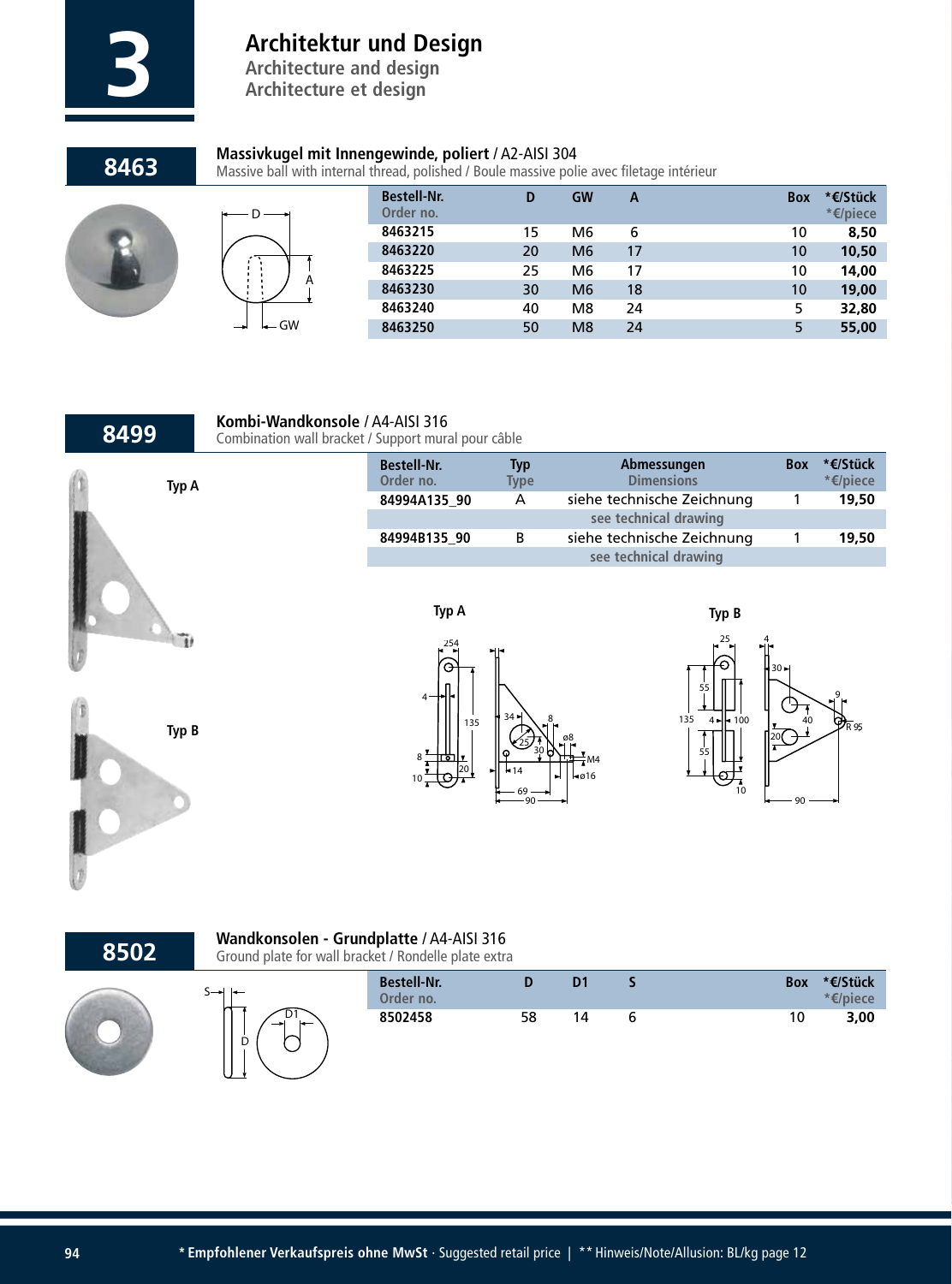# 3 Architektur und Design

Architecture and design
Architecture et design

## 8463

**Massivkugel mit Innengewinde, poliert** / A2-AISI 304
Massive ball with internal thread, polished / Boule massive polie avec filetage intérieur

D
A
GW

| Bestell-Nr. Order no. | D | GW | A | Box | *€/Stück *€/piece |
|---|---|---|---|---|---|
| 8463215 | 15 | M6 | 6 | 10 | **8,50** |
| 8463220 | 20 | M6 | 17 | 10 | **10,50** |
| 8463225 | 25 | M6 | 17 | 10 | **14,00** |
| 8463230 | 30 | M6 | 18 | 10 | **19,00** |
| 8463240 | 40 | M8 | 24 | 5 | **32,80** |
| 8463250 | 50 | M8 | 24 | 5 | **55,00** |

## 8499

**Kombi-Wandkonsole** / A4-AISI 316
Combination wall bracket / Support mural pour câble

Typ A

Typ B

| Bestell-Nr. Order no. | Typ Type | Abmessungen Dimensions | Box | *€/Stück *€/piece |
|---|---|---|---|---|
| 84994A135_90 | A | siehe technische Zeichnung see technical drawing | 1 | **19,50** |
| 84994B135_90 | B | siehe technische Zeichnung see technical drawing | 1 | **19,50** |

Typ A

25
4
4
135
8
10
20
34
8
25
30
ø8
M4
14
ø16
69
90

Typ B

25
4
30
55
135
4
100
55
10
9
40
R 9,5
20
90

## 8502

**Wandkonsolen - Grundplatte** / A4-AISI 316
Ground plate for wall bracket / Rondelle plate extra

S
D1
D

| Bestell-Nr. Order no. | D | D1 | S | Box | *€/Stück *€/piece |
|---|---|---|---|---|---|
| 8502458 | 58 | 14 | 6 | 10 | **3,00** |

**\* Empfohlener Verkaufspreis ohne MwSt** · Suggested retail price | \*\* Hinweis/Note/Allusion: BL/kg page 12